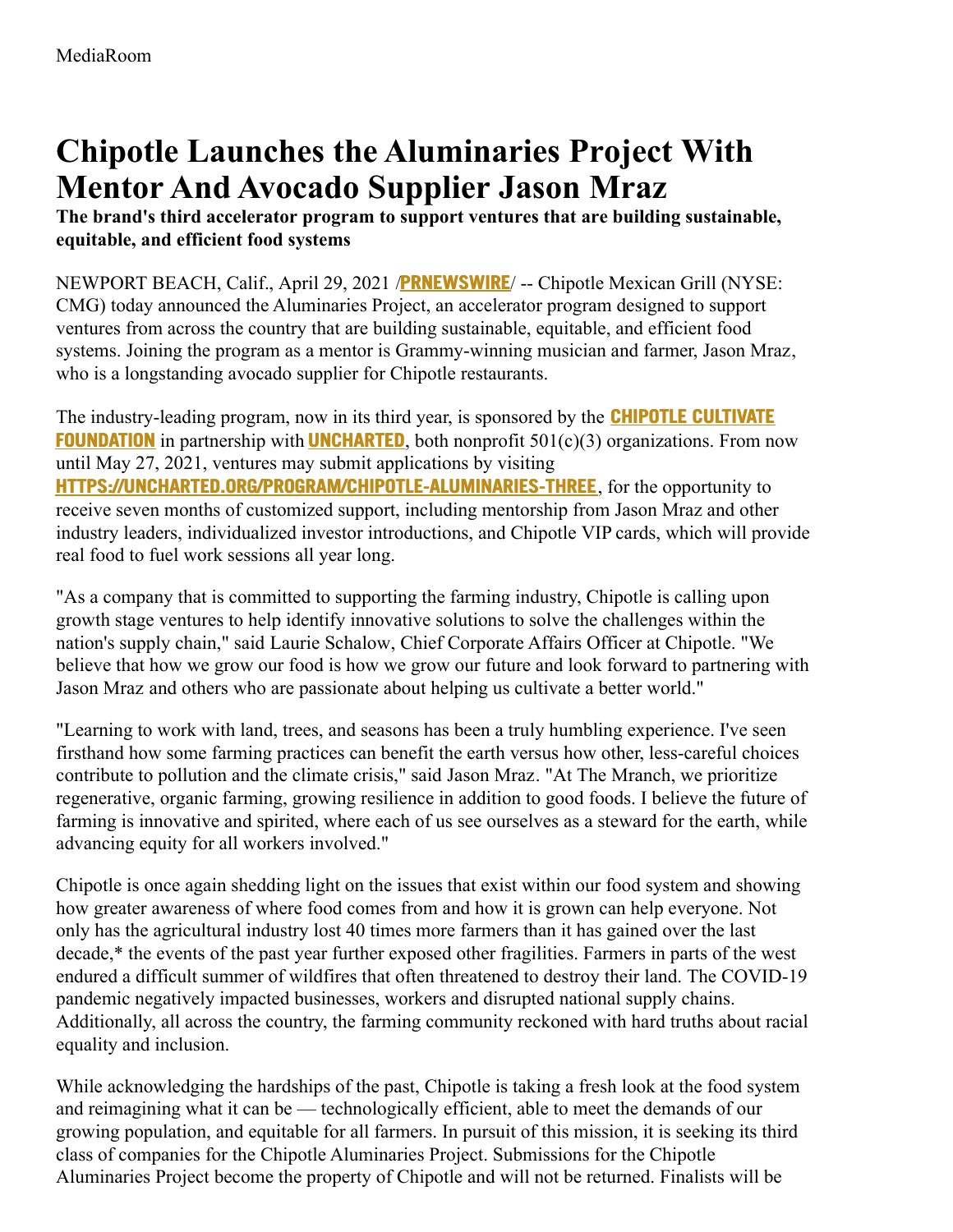MediaRoom

# Chipotle Launches the Aluminaries Project With Mentor And Avocado Supplier Jason Mraz

**The brand's third accelerator program to support ventures that are building sustainable, equitable, and efficient food systems**

NEWPORT BEACH, Calif., April 29, 2021 /**PRNEWSWIRE**/ -- Chipotle Mexican Grill (NYSE: CMG) today announced the Aluminaries Project, an accelerator program designed to support ventures from across the country that are building sustainable, equitable, and efficient food systems. Joining the program as a mentor is Grammy-winning musician and farmer, Jason Mraz, who is a longstanding avocado supplier for Chipotle restaurants.

The industry-leading program, now in its third year, is sponsored by the **CHIPOTLE CULTIVATE FOUNDATION** in partnership with **UNCHARTED**, both nonprofit 501(c)(3) organizations. From now until May 27, 2021, ventures may submit applications by visiting **HTTPS://UNCHARTED.ORG/PROGRAM/CHIPOTLE-ALUMINARIES-THREE**, for the opportunity to receive seven months of customized support, including mentorship from Jason Mraz and other industry leaders, individualized investor introductions, and Chipotle VIP cards, which will provide real food to fuel work sessions all year long.

"As a company that is committed to supporting the farming industry, Chipotle is calling upon growth stage ventures to help identify innovative solutions to solve the challenges within the nation's supply chain," said Laurie Schalow, Chief Corporate Affairs Officer at Chipotle. "We believe that how we grow our food is how we grow our future and look forward to partnering with Jason Mraz and others who are passionate about helping us cultivate a better world."

"Learning to work with land, trees, and seasons has been a truly humbling experience. I've seen firsthand how some farming practices can benefit the earth versus how other, less-careful choices contribute to pollution and the climate crisis," said Jason Mraz. "At The Mranch, we prioritize regenerative, organic farming, growing resilience in addition to good foods. I believe the future of farming is innovative and spirited, where each of us see ourselves as a steward for the earth, while advancing equity for all workers involved."

Chipotle is once again shedding light on the issues that exist within our food system and showing how greater awareness of where food comes from and how it is grown can help everyone. Not only has the agricultural industry lost 40 times more farmers than it has gained over the last decade,* the events of the past year further exposed other fragilities. Farmers in parts of the west endured a difficult summer of wildfires that often threatened to destroy their land. The COVID-19 pandemic negatively impacted businesses, workers and disrupted national supply chains. Additionally, all across the country, the farming community reckoned with hard truths about racial equality and inclusion.

While acknowledging the hardships of the past, Chipotle is taking a fresh look at the food system and reimagining what it can be — technologically efficient, able to meet the demands of our growing population, and equitable for all farmers. In pursuit of this mission, it is seeking its third class of companies for the Chipotle Aluminaries Project. Submissions for the Chipotle Aluminaries Project become the property of Chipotle and will not be returned. Finalists will be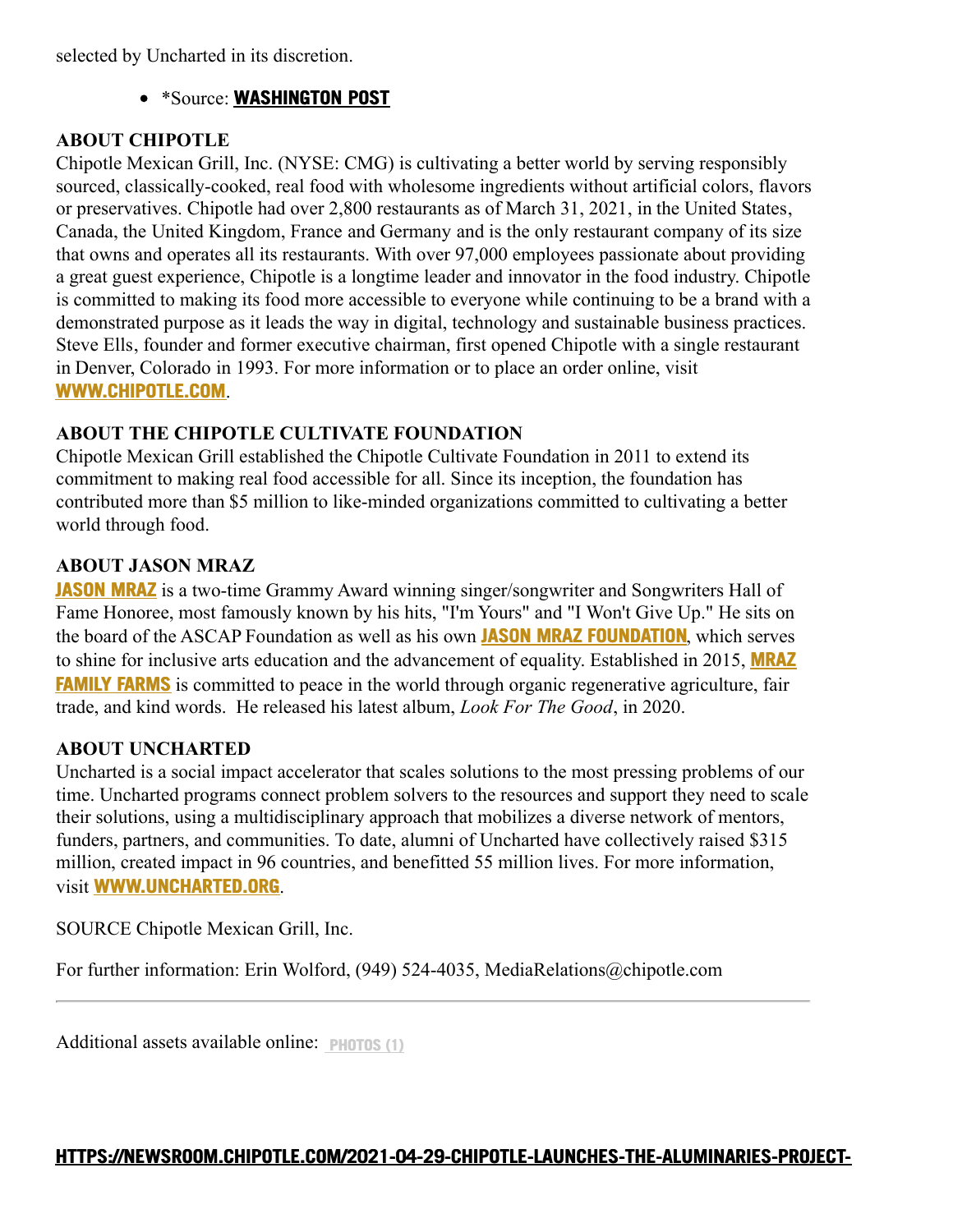selected by Uncharted in its discretion.

- *Source: **WASHINGTON POST**

### ABOUT CHIPOTLE

Chipotle Mexican Grill, Inc. (NYSE: CMG) is cultivating a better world by serving responsibly sourced, classically-cooked, real food with wholesome ingredients without artificial colors, flavors or preservatives. Chipotle had over 2,800 restaurants as of March 31, 2021, in the United States, Canada, the United Kingdom, France and Germany and is the only restaurant company of its size that owns and operates all its restaurants. With over 97,000 employees passionate about providing a great guest experience, Chipotle is a longtime leader and innovator in the food industry. Chipotle is committed to making its food more accessible to everyone while continuing to be a brand with a demonstrated purpose as it leads the way in digital, technology and sustainable business practices. Steve Ells, founder and former executive chairman, first opened Chipotle with a single restaurant in Denver, Colorado in 1993. For more information or to place an order online, visit **WWW.CHIPOTLE.COM**.

### ABOUT THE CHIPOTLE CULTIVATE FOUNDATION

Chipotle Mexican Grill established the Chipotle Cultivate Foundation in 2011 to extend its commitment to making real food accessible for all. Since its inception, the foundation has contributed more than $5 million to like-minded organizations committed to cultivating a better world through food.

### ABOUT JASON MRAZ

**JASON MRAZ** is a two-time Grammy Award winning singer/songwriter and Songwriters Hall of Fame Honoree, most famously known by his hits, "I'm Yours" and "I Won't Give Up." He sits on the board of the ASCAP Foundation as well as his own **JASON MRAZ FOUNDATION**, which serves to shine for inclusive arts education and the advancement of equality. Established in 2015, **MRAZ FAMILY FARMS** is committed to peace in the world through organic regenerative agriculture, fair trade, and kind words. He released his latest album, *Look For The Good*, in 2020.

### ABOUT UNCHARTED

Uncharted is a social impact accelerator that scales solutions to the most pressing problems of our time. Uncharted programs connect problem solvers to the resources and support they need to scale their solutions, using a multidisciplinary approach that mobilizes a diverse network of mentors, funders, partners, and communities. To date, alumni of Uncharted have collectively raised $315 million, created impact in 96 countries, and benefitted 55 million lives. For more information, visit **WWW.UNCHARTED.ORG**.

SOURCE Chipotle Mexican Grill, Inc.

For further information: Erin Wolford, (949) 524-4035, MediaRelations@chipotle.com

---

Additional assets available online: PHOTOS (1)

**HTTPS://NEWSROOM.CHIPOTLE.COM/2021-04-29-CHIPOTLE-LAUNCHES-THE-ALUMINARIES-PROJECT-**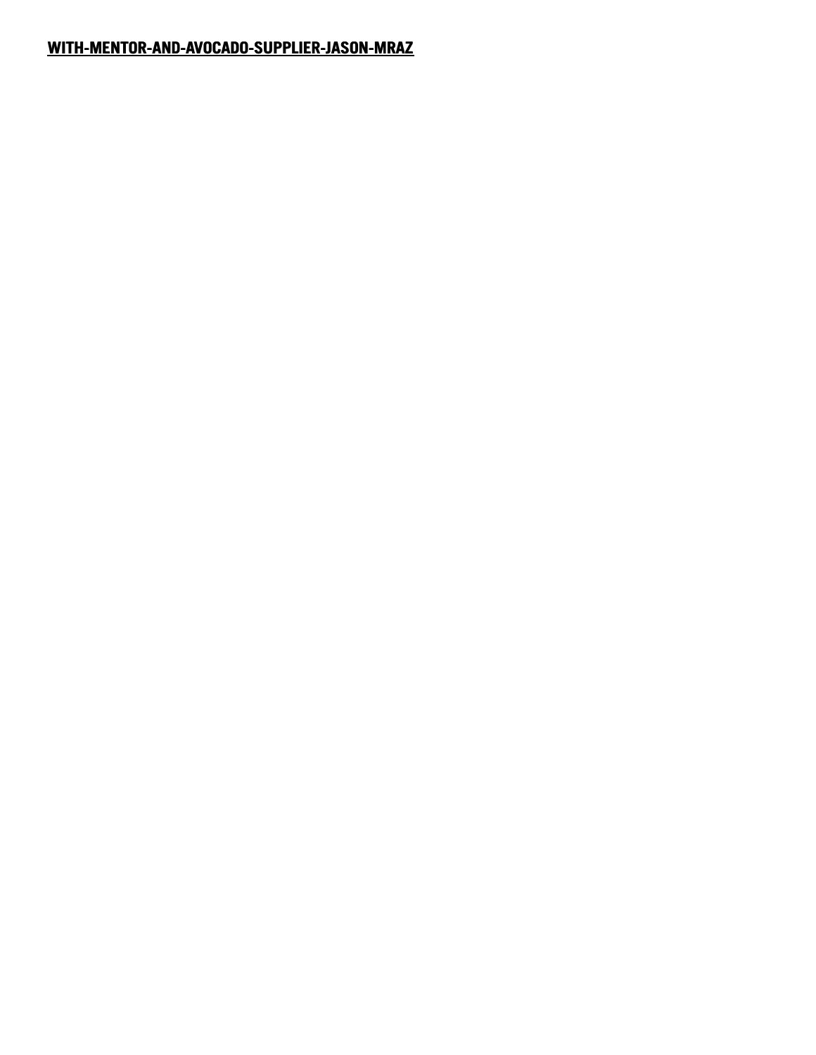**WITH-MENTOR-AND-AVOCADO-SUPPLIER-JASON-MRAZ**